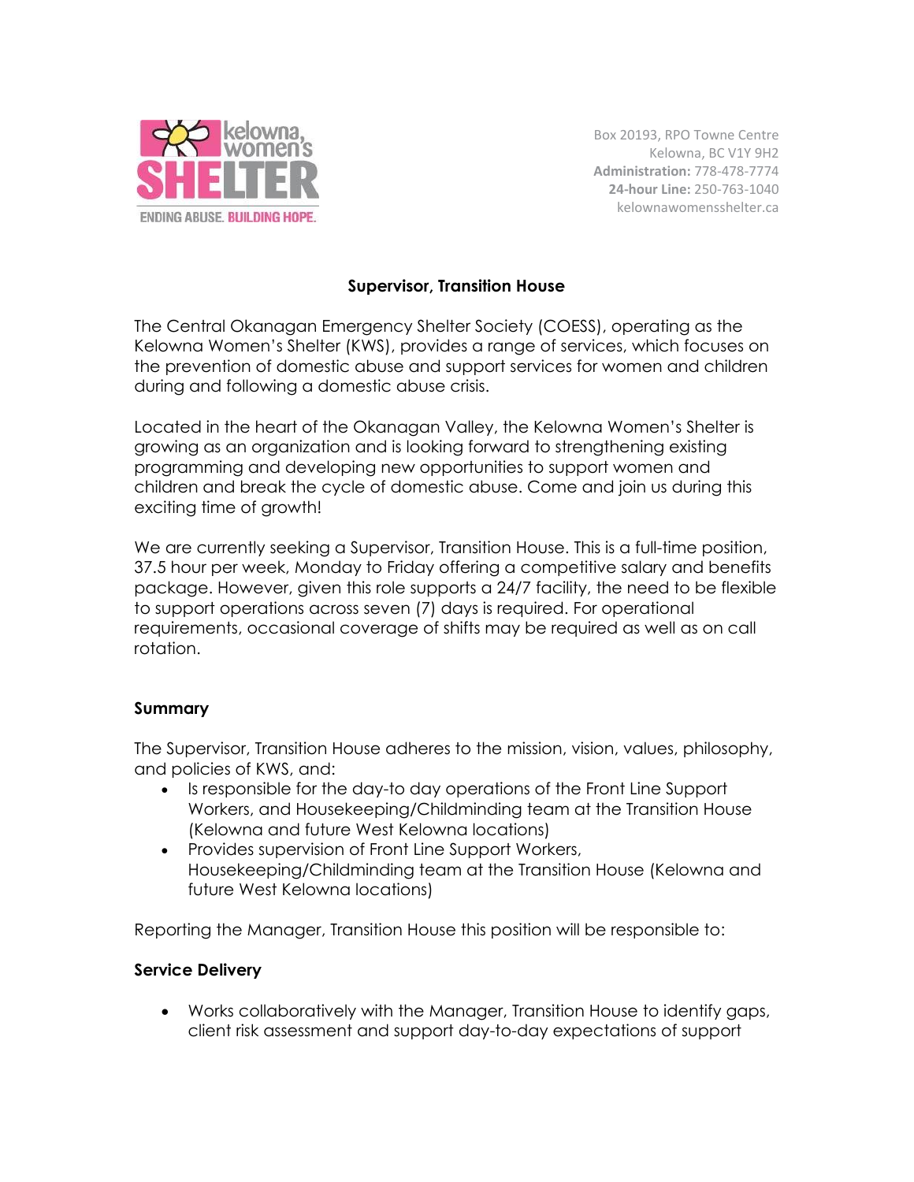kelowna women's SHELTER

ENDING ABUSE. BUILDING HOPE.

Box 20193, RPO Towne Centre
Kelowna, BC V1Y 9H2
**Administration:** 778-478-7774
**24-hour Line:** 250-763-1040
kelownawomensshelter.ca

# Supervisor, Transition House

The Central Okanagan Emergency Shelter Society (COESS), operating as the Kelowna Women's Shelter (KWS), provides a range of services, which focuses on the prevention of domestic abuse and support services for women and children during and following a domestic abuse crisis.

Located in the heart of the Okanagan Valley, the Kelowna Women's Shelter is growing as an organization and is looking forward to strengthening existing programming and developing new opportunities to support women and children and break the cycle of domestic abuse. Come and join us during this exciting time of growth!

We are currently seeking a Supervisor, Transition House. This is a full-time position, 37.5 hour per week, Monday to Friday offering a competitive salary and benefits package. However, given this role supports a 24/7 facility, the need to be flexible to support operations across seven (7) days is required. For operational requirements, occasional coverage of shifts may be required as well as on call rotation.

## Summary

The Supervisor, Transition House adheres to the mission, vision, values, philosophy, and policies of KWS, and:

- Is responsible for the day-to day operations of the Front Line Support Workers, and Housekeeping/Childminding team at the Transition House (Kelowna and future West Kelowna locations)
- Provides supervision of Front Line Support Workers, Housekeeping/Childminding team at the Transition House (Kelowna and future West Kelowna locations)

Reporting the Manager, Transition House this position will be responsible to:

## Service Delivery

- Works collaboratively with the Manager, Transition House to identify gaps, client risk assessment and support day-to-day expectations of support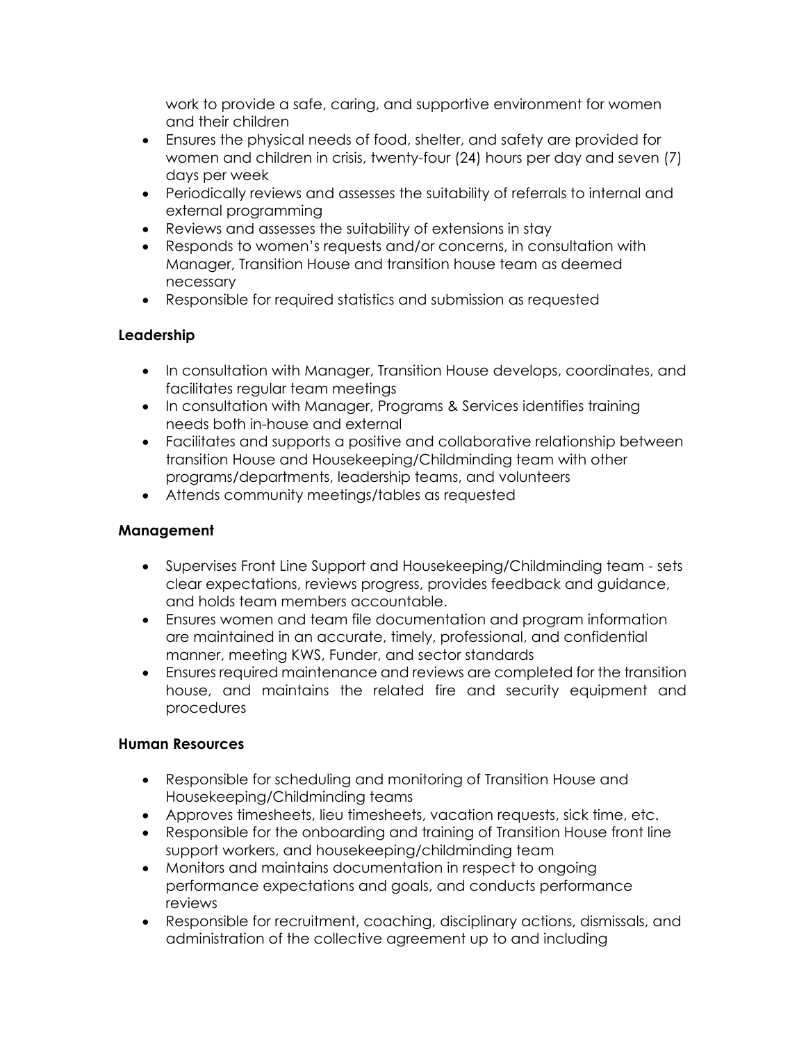work to provide a safe, caring, and supportive environment for women and their children

- Ensures the physical needs of food, shelter, and safety are provided for women and children in crisis, twenty-four (24) hours per day and seven (7) days per week
- Periodically reviews and assesses the suitability of referrals to internal and external programming
- Reviews and assesses the suitability of extensions in stay
- Responds to women's requests and/or concerns, in consultation with Manager, Transition House and transition house team as deemed necessary
- Responsible for required statistics and submission as requested

**Leadership**

- In consultation with Manager, Transition House develops, coordinates, and facilitates regular team meetings
- In consultation with Manager, Programs & Services identifies training needs both in-house and external
- Facilitates and supports a positive and collaborative relationship between transition House and Housekeeping/Childminding team with other programs/departments, leadership teams, and volunteers
- Attends community meetings/tables as requested

**Management**

- Supervises Front Line Support and Housekeeping/Childminding team - sets clear expectations, reviews progress, provides feedback and guidance, and holds team members accountable.
- Ensures women and team file documentation and program information are maintained in an accurate, timely, professional, and confidential manner, meeting KWS, Funder, and sector standards
- Ensures required maintenance and reviews are completed for the transition house, and maintains the related fire and security equipment and procedures

**Human Resources**

- Responsible for scheduling and monitoring of Transition House and Housekeeping/Childminding teams
- Approves timesheets, lieu timesheets, vacation requests, sick time, etc.
- Responsible for the onboarding and training of Transition House front line support workers, and housekeeping/childminding team
- Monitors and maintains documentation in respect to ongoing performance expectations and goals, and conducts performance reviews
- Responsible for recruitment, coaching, disciplinary actions, dismissals, and administration of the collective agreement up to and including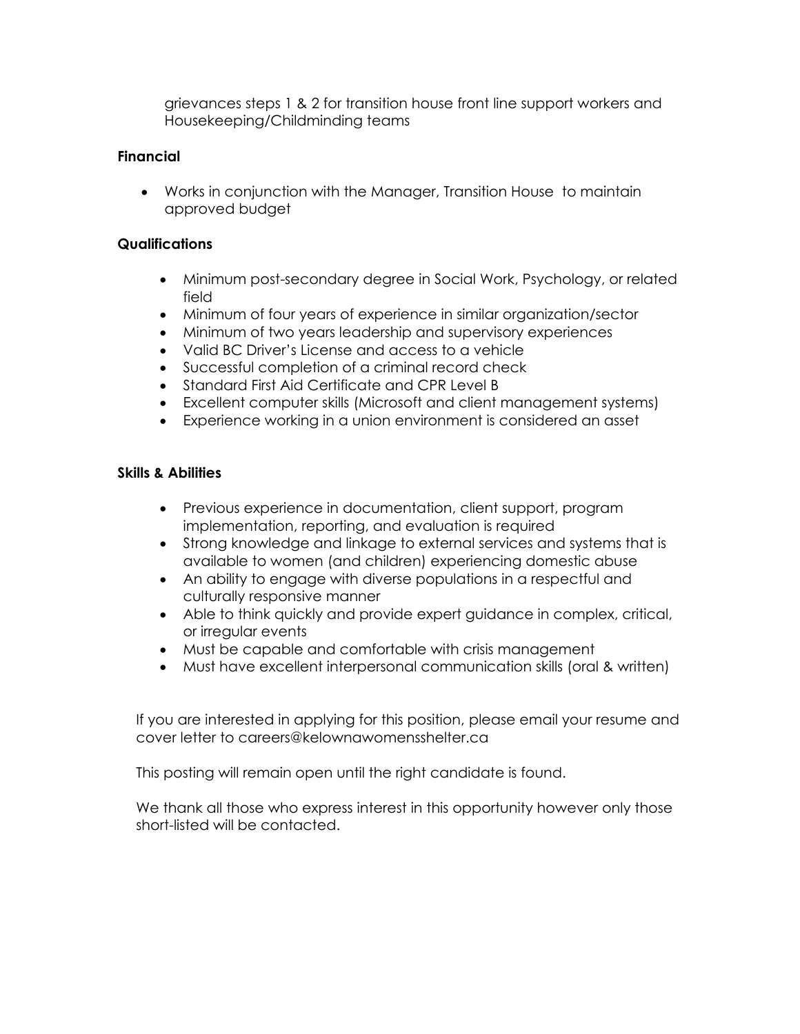grievances steps 1 & 2 for transition house front line support workers and Housekeeping/Childminding teams

**Financial**

- Works in conjunction with the Manager, Transition House to maintain approved budget

**Qualifications**

- Minimum post-secondary degree in Social Work, Psychology, or related field
- Minimum of four years of experience in similar organization/sector
- Minimum of two years leadership and supervisory experiences
- Valid BC Driver's License and access to a vehicle
- Successful completion of a criminal record check
- Standard First Aid Certificate and CPR Level B
- Excellent computer skills (Microsoft and client management systems)
- Experience working in a union environment is considered an asset

**Skills & Abilities**

- Previous experience in documentation, client support, program implementation, reporting, and evaluation is required
- Strong knowledge and linkage to external services and systems that is available to women (and children) experiencing domestic abuse
- An ability to engage with diverse populations in a respectful and culturally responsive manner
- Able to think quickly and provide expert guidance in complex, critical, or irregular events
- Must be capable and comfortable with crisis management
- Must have excellent interpersonal communication skills (oral & written)

If you are interested in applying for this position, please email your resume and cover letter to careers@kelownawomensshelter.ca

This posting will remain open until the right candidate is found.

We thank all those who express interest in this opportunity however only those short-listed will be contacted.